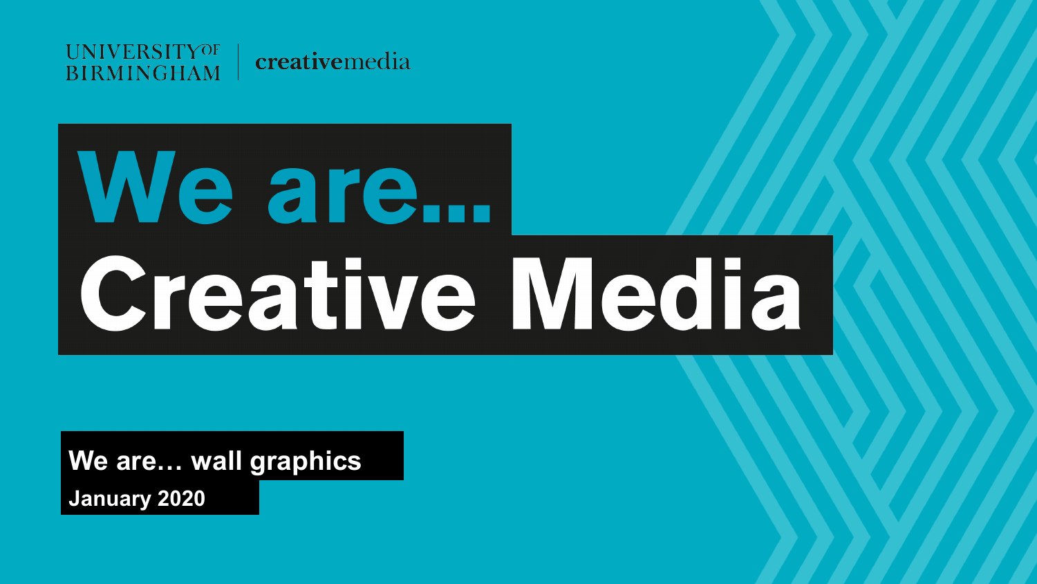UNIVERSITY OF BIRMINGHAM | creativemedia

# We are... Creative Media

**We are… wall graphics**

**January 2020**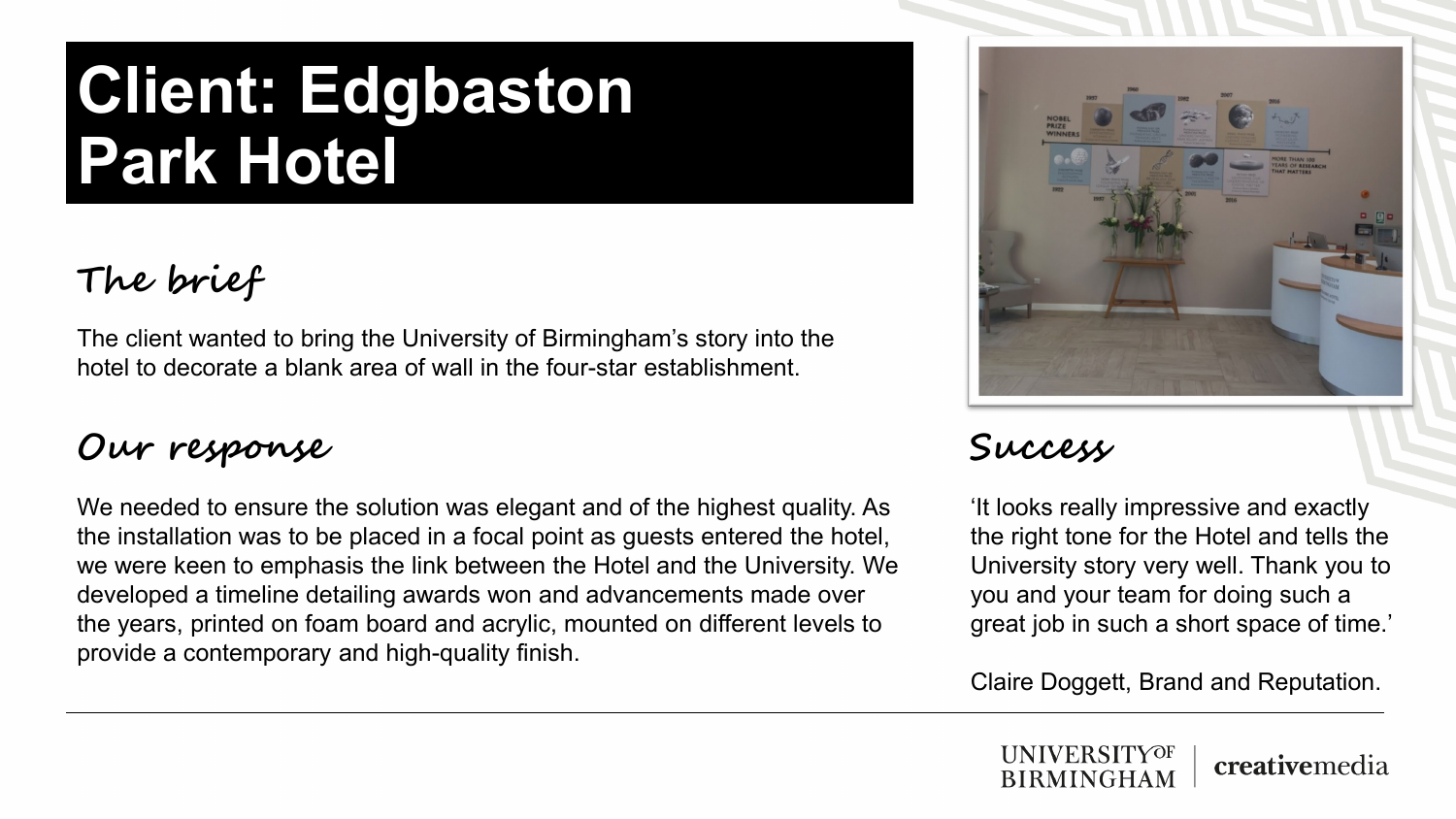# Client: Edgbaston Park Hotel

## The brief

The client wanted to bring the University of Birmingham's story into the hotel to decorate a blank area of wall in the four-star establishment.

## Our response

We needed to ensure the solution was elegant and of the highest quality. As the installation was to be placed in a focal point as guests entered the hotel, we were keen to emphasis the link between the Hotel and the University. We developed a timeline detailing awards won and advancements made over the years, printed on foam board and acrylic, mounted on different levels to provide a contemporary and high-quality finish.

## Success

'It looks really impressive and exactly the right tone for the Hotel and tells the University story very well. Thank you to you and your team for doing such a great job in such a short space of time.'

Claire Doggett, Brand and Reputation.

UNIVERSITY OF BIRMINGHAM | creativemedia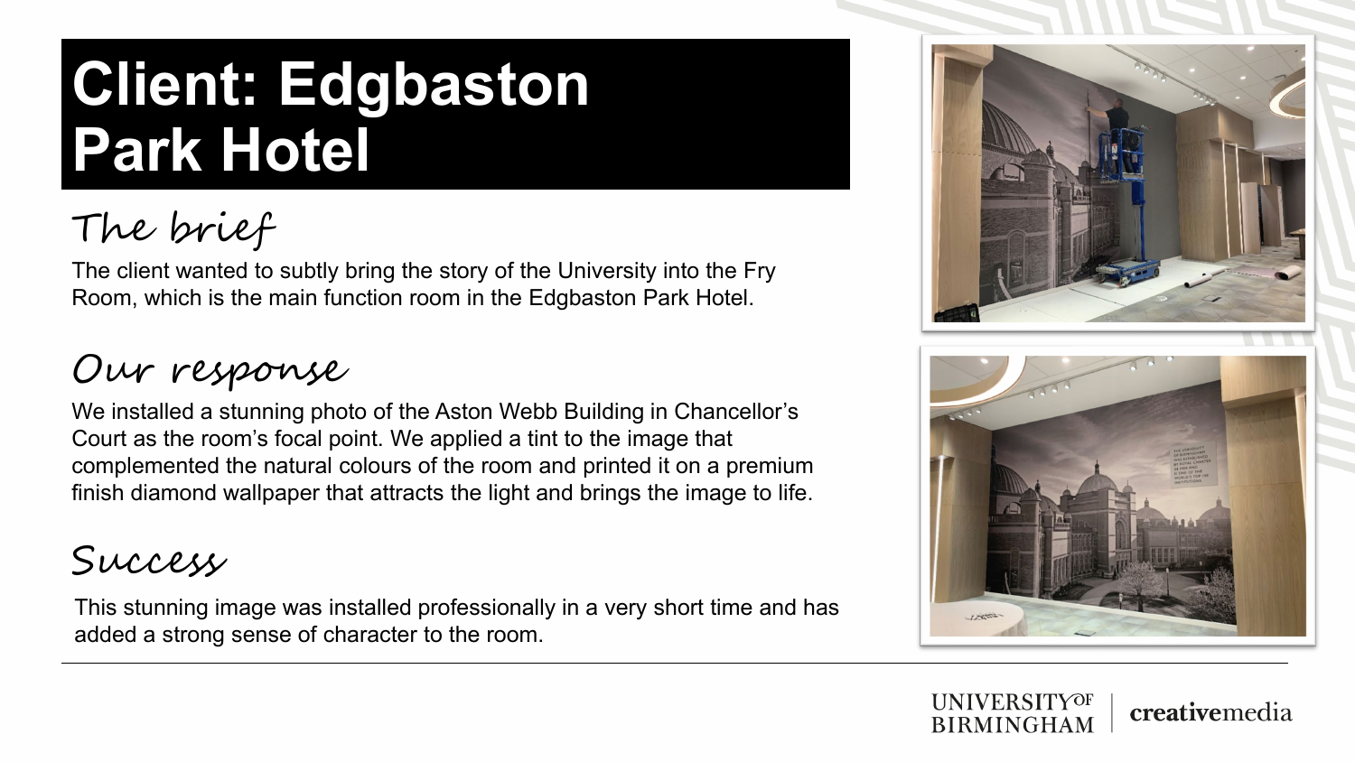# Client: Edgbaston Park Hotel

## The brief

The client wanted to subtly bring the story of the University into the Fry Room, which is the main function room in the Edgbaston Park Hotel.

## Our response

We installed a stunning photo of the Aston Webb Building in Chancellor's Court as the room's focal point. We applied a tint to the image that complemented the natural colours of the room and printed it on a premium finish diamond wallpaper that attracts the light and brings the image to life.

## Success

This stunning image was installed professionally in a very short time and has added a strong sense of character to the room.

UNIVERSITY OF BIRMINGHAM | creativemedia